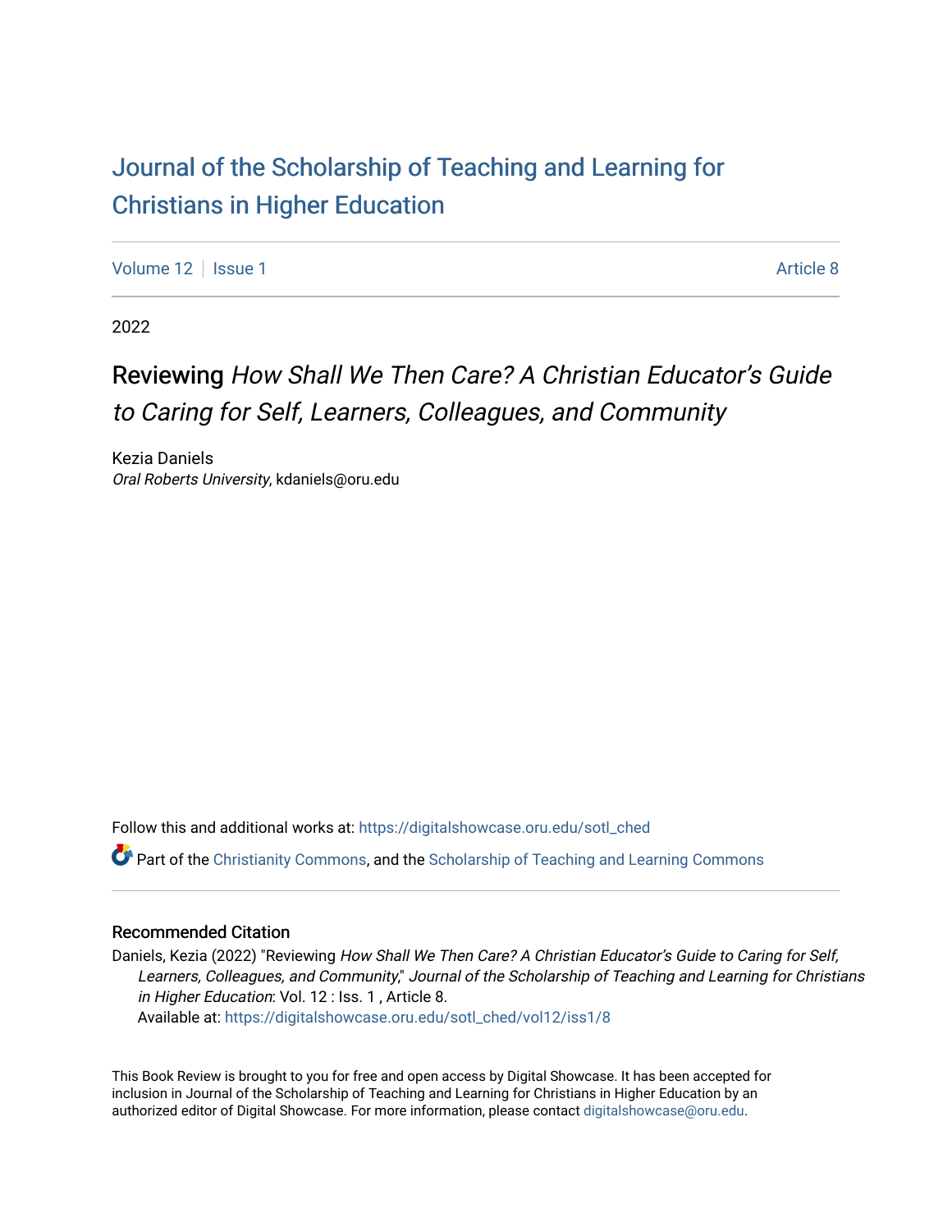# Journal of the Scholarship of Teaching and Learning for Christians in Higher Education

Volume 12 | Issue 1 | Article 8

2022

## Reviewing *How Shall We Then Care? A Christian Educator's Guide to Caring for Self, Learners, Colleagues, and Community*

Kezia Daniels
*Oral Roberts University*, kdaniels@oru.edu

Follow this and additional works at: https://digitalshowcase.oru.edu/sotl_ched

Part of the Christianity Commons, and the Scholarship of Teaching and Learning Commons

### Recommended Citation

Daniels, Kezia (2022) "Reviewing *How Shall We Then Care? A Christian Educator's Guide to Caring for Self, Learners, Colleagues, and Community*," *Journal of the Scholarship of Teaching and Learning for Christians in Higher Education*: Vol. 12 : Iss. 1 , Article 8.
Available at: https://digitalshowcase.oru.edu/sotl_ched/vol12/iss1/8

This Book Review is brought to you for free and open access by Digital Showcase. It has been accepted for inclusion in Journal of the Scholarship of Teaching and Learning for Christians in Higher Education by an authorized editor of Digital Showcase. For more information, please contact digitalshowcase@oru.edu.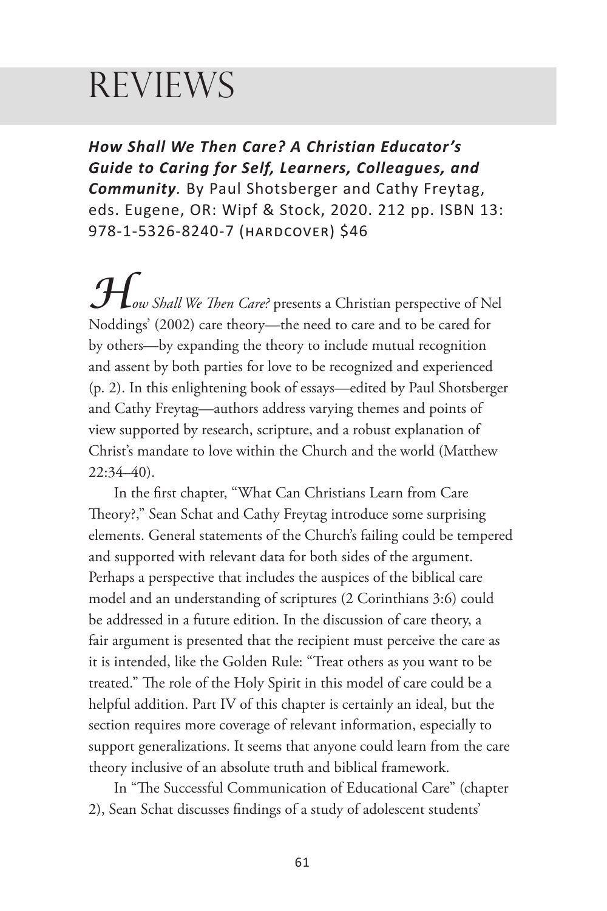# REVIEWS

***How Shall We Then Care? A Christian Educator's Guide to Caring for Self, Learners, Colleagues, and Community*.** By Paul Shotsberger and Cathy Freytag, eds. Eugene, OR: Wipf & Stock, 2020. 212 pp. ISBN 13: 978-1-5326-8240-7 (HARDCOVER) $46

*How Shall We Then Care?* presents a Christian perspective of Nel Noddings' (2002) care theory—the need to care and to be cared for by others—by expanding the theory to include mutual recognition and assent by both parties for love to be recognized and experienced (p. 2). In this enlightening book of essays—edited by Paul Shotsberger and Cathy Freytag—authors address varying themes and points of view supported by research, scripture, and a robust explanation of Christ's mandate to love within the Church and the world (Matthew 22:34–40).

In the first chapter, "What Can Christians Learn from Care Theory?," Sean Schat and Cathy Freytag introduce some surprising elements. General statements of the Church's failing could be tempered and supported with relevant data for both sides of the argument. Perhaps a perspective that includes the auspices of the biblical care model and an understanding of scriptures (2 Corinthians 3:6) could be addressed in a future edition. In the discussion of care theory, a fair argument is presented that the recipient must perceive the care as it is intended, like the Golden Rule: "Treat others as you want to be treated." The role of the Holy Spirit in this model of care could be a helpful addition. Part IV of this chapter is certainly an ideal, but the section requires more coverage of relevant information, especially to support generalizations. It seems that anyone could learn from the care theory inclusive of an absolute truth and biblical framework.

In "The Successful Communication of Educational Care" (chapter 2), Sean Schat discusses findings of a study of adolescent students'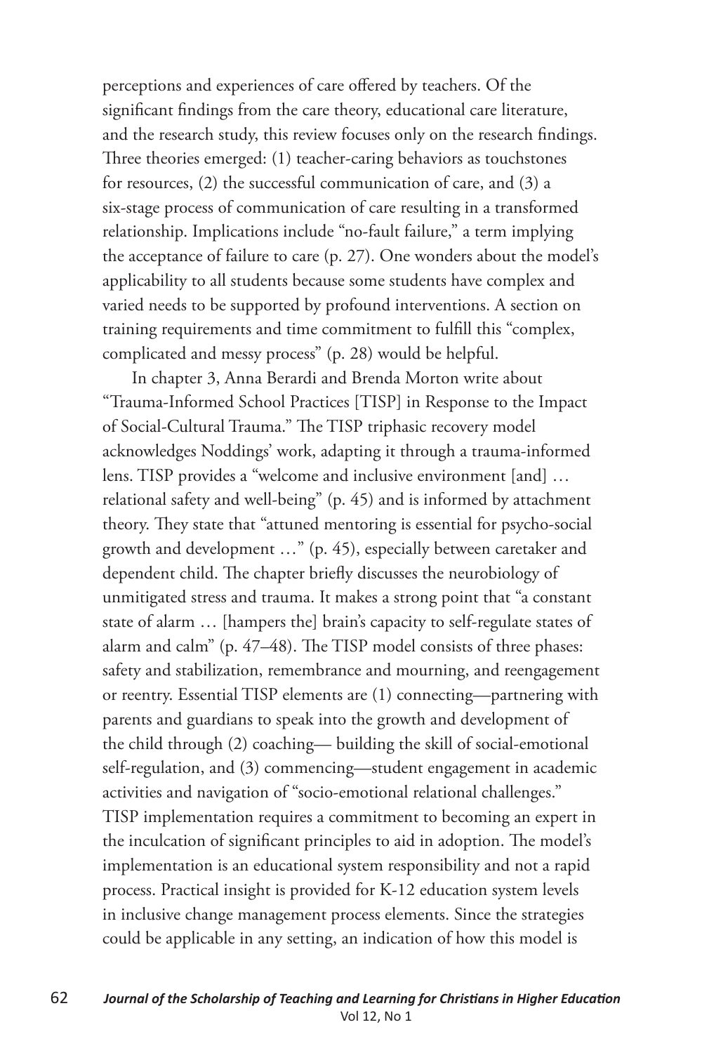perceptions and experiences of care offered by teachers. Of the significant findings from the care theory, educational care literature, and the research study, this review focuses only on the research findings. Three theories emerged: (1) teacher-caring behaviors as touchstones for resources, (2) the successful communication of care, and (3) a six-stage process of communication of care resulting in a transformed relationship. Implications include "no-fault failure," a term implying the acceptance of failure to care (p. 27). One wonders about the model's applicability to all students because some students have complex and varied needs to be supported by profound interventions. A section on training requirements and time commitment to fulfill this "complex, complicated and messy process" (p. 28) would be helpful.

In chapter 3, Anna Berardi and Brenda Morton write about "Trauma-Informed School Practices [TISP] in Response to the Impact of Social-Cultural Trauma." The TISP triphasic recovery model acknowledges Noddings' work, adapting it through a trauma-informed lens. TISP provides a "welcome and inclusive environment [and] … relational safety and well-being" (p. 45) and is informed by attachment theory. They state that "attuned mentoring is essential for psycho-social growth and development …" (p. 45), especially between caretaker and dependent child. The chapter briefly discusses the neurobiology of unmitigated stress and trauma. It makes a strong point that "a constant state of alarm … [hampers the] brain's capacity to self-regulate states of alarm and calm" (p. 47–48). The TISP model consists of three phases: safety and stabilization, remembrance and mourning, and reengagement or reentry. Essential TISP elements are (1) connecting—partnering with parents and guardians to speak into the growth and development of the child through (2) coaching— building the skill of social-emotional self-regulation, and (3) commencing—student engagement in academic activities and navigation of "socio-emotional relational challenges." TISP implementation requires a commitment to becoming an expert in the inculcation of significant principles to aid in adoption. The model's implementation is an educational system responsibility and not a rapid process. Practical insight is provided for K-12 education system levels in inclusive change management process elements. Since the strategies could be applicable in any setting, an indication of how this model is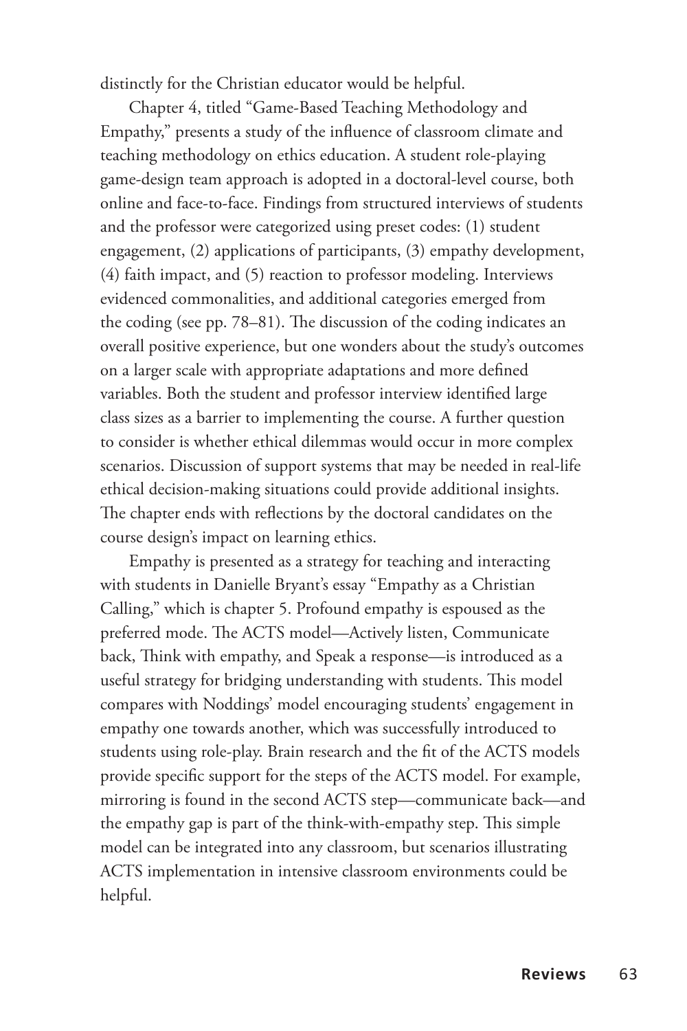distinctly for the Christian educator would be helpful.

Chapter 4, titled "Game-Based Teaching Methodology and Empathy," presents a study of the influence of classroom climate and teaching methodology on ethics education. A student role-playing game-design team approach is adopted in a doctoral-level course, both online and face-to-face. Findings from structured interviews of students and the professor were categorized using preset codes: (1) student engagement, (2) applications of participants, (3) empathy development, (4) faith impact, and (5) reaction to professor modeling. Interviews evidenced commonalities, and additional categories emerged from the coding (see pp. 78–81). The discussion of the coding indicates an overall positive experience, but one wonders about the study's outcomes on a larger scale with appropriate adaptations and more defined variables. Both the student and professor interview identified large class sizes as a barrier to implementing the course. A further question to consider is whether ethical dilemmas would occur in more complex scenarios. Discussion of support systems that may be needed in real-life ethical decision-making situations could provide additional insights. The chapter ends with reflections by the doctoral candidates on the course design's impact on learning ethics.

Empathy is presented as a strategy for teaching and interacting with students in Danielle Bryant's essay "Empathy as a Christian Calling," which is chapter 5. Profound empathy is espoused as the preferred mode. The ACTS model—Actively listen, Communicate back, Think with empathy, and Speak a response—is introduced as a useful strategy for bridging understanding with students. This model compares with Noddings' model encouraging students' engagement in empathy one towards another, which was successfully introduced to students using role-play. Brain research and the fit of the ACTS models provide specific support for the steps of the ACTS model. For example, mirroring is found in the second ACTS step—communicate back—and the empathy gap is part of the think-with-empathy step. This simple model can be integrated into any classroom, but scenarios illustrating ACTS implementation in intensive classroom environments could be helpful.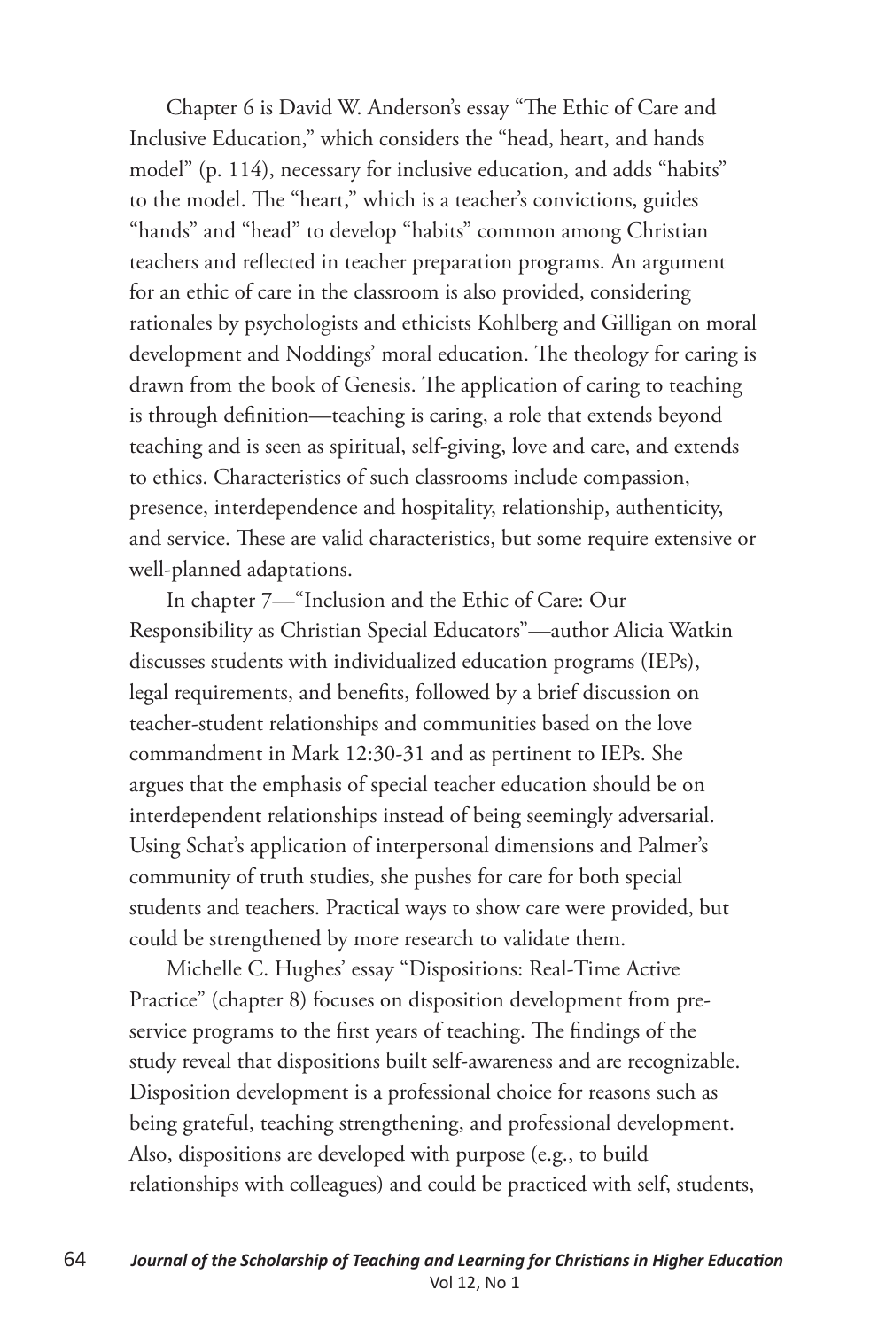Chapter 6 is David W. Anderson's essay "The Ethic of Care and Inclusive Education," which considers the "head, heart, and hands model" (p. 114), necessary for inclusive education, and adds "habits" to the model. The "heart," which is a teacher's convictions, guides "hands" and "head" to develop "habits" common among Christian teachers and reflected in teacher preparation programs. An argument for an ethic of care in the classroom is also provided, considering rationales by psychologists and ethicists Kohlberg and Gilligan on moral development and Noddings' moral education. The theology for caring is drawn from the book of Genesis. The application of caring to teaching is through definition—teaching is caring, a role that extends beyond teaching and is seen as spiritual, self-giving, love and care, and extends to ethics. Characteristics of such classrooms include compassion, presence, interdependence and hospitality, relationship, authenticity, and service. These are valid characteristics, but some require extensive or well-planned adaptations.

In chapter 7—"Inclusion and the Ethic of Care: Our Responsibility as Christian Special Educators"—author Alicia Watkin discusses students with individualized education programs (IEPs), legal requirements, and benefits, followed by a brief discussion on teacher-student relationships and communities based on the love commandment in Mark 12:30-31 and as pertinent to IEPs. She argues that the emphasis of special teacher education should be on interdependent relationships instead of being seemingly adversarial. Using Schat's application of interpersonal dimensions and Palmer's community of truth studies, she pushes for care for both special students and teachers. Practical ways to show care were provided, but could be strengthened by more research to validate them.

Michelle C. Hughes' essay "Dispositions: Real-Time Active Practice" (chapter 8) focuses on disposition development from pre-service programs to the first years of teaching. The findings of the study reveal that dispositions built self-awareness and are recognizable. Disposition development is a professional choice for reasons such as being grateful, teaching strengthening, and professional development. Also, dispositions are developed with purpose (e.g., to build relationships with colleagues) and could be practiced with self, students,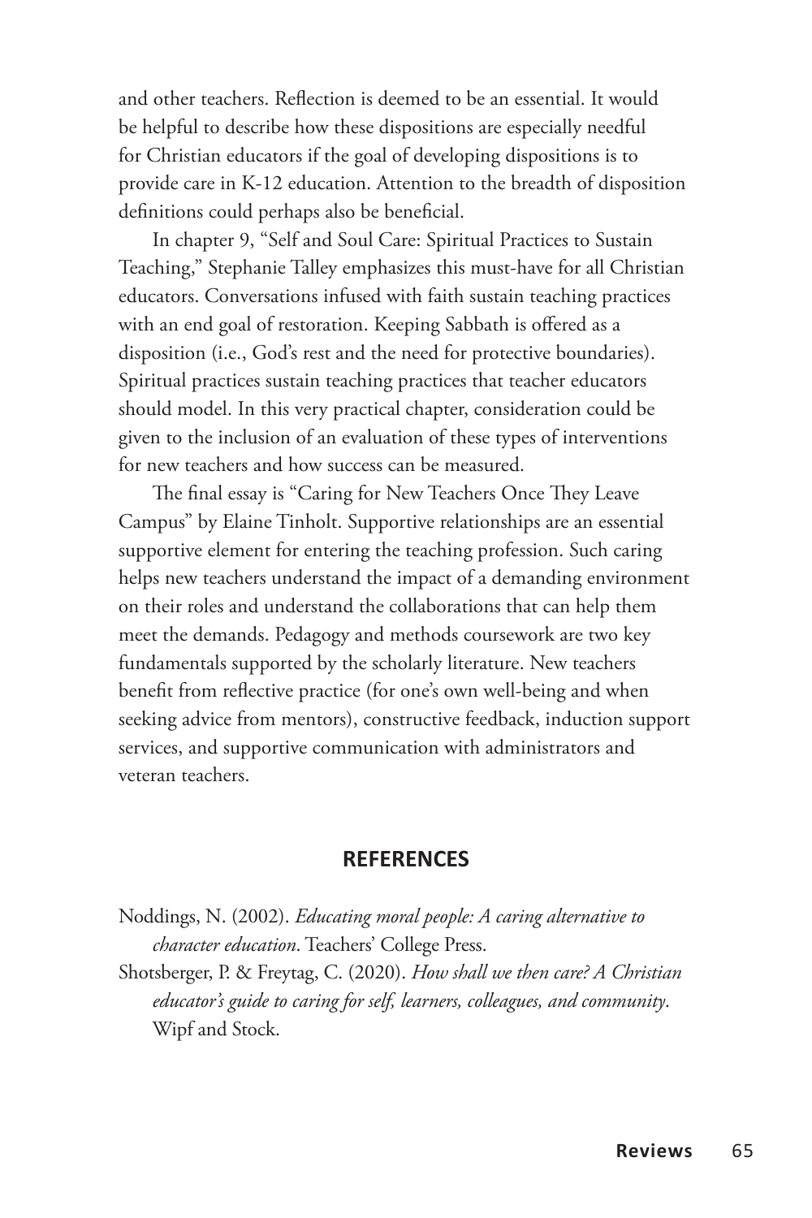and other teachers. Reflection is deemed to be an essential. It would be helpful to describe how these dispositions are especially needful for Christian educators if the goal of developing dispositions is to provide care in K-12 education. Attention to the breadth of disposition definitions could perhaps also be beneficial.

In chapter 9, "Self and Soul Care: Spiritual Practices to Sustain Teaching," Stephanie Talley emphasizes this must-have for all Christian educators. Conversations infused with faith sustain teaching practices with an end goal of restoration. Keeping Sabbath is offered as a disposition (i.e., God's rest and the need for protective boundaries). Spiritual practices sustain teaching practices that teacher educators should model. In this very practical chapter, consideration could be given to the inclusion of an evaluation of these types of interventions for new teachers and how success can be measured.

The final essay is "Caring for New Teachers Once They Leave Campus" by Elaine Tinholt. Supportive relationships are an essential supportive element for entering the teaching profession. Such caring helps new teachers understand the impact of a demanding environment on their roles and understand the collaborations that can help them meet the demands. Pedagogy and methods coursework are two key fundamentals supported by the scholarly literature. New teachers benefit from reflective practice (for one's own well-being and when seeking advice from mentors), constructive feedback, induction support services, and supportive communication with administrators and veteran teachers.

## REFERENCES

Noddings, N. (2002). *Educating moral people: A caring alternative to character education*. Teachers' College Press.

Shotsberger, P. & Freytag, C. (2020). *How shall we then care? A Christian educator's guide to caring for self, learners, colleagues, and community*. Wipf and Stock.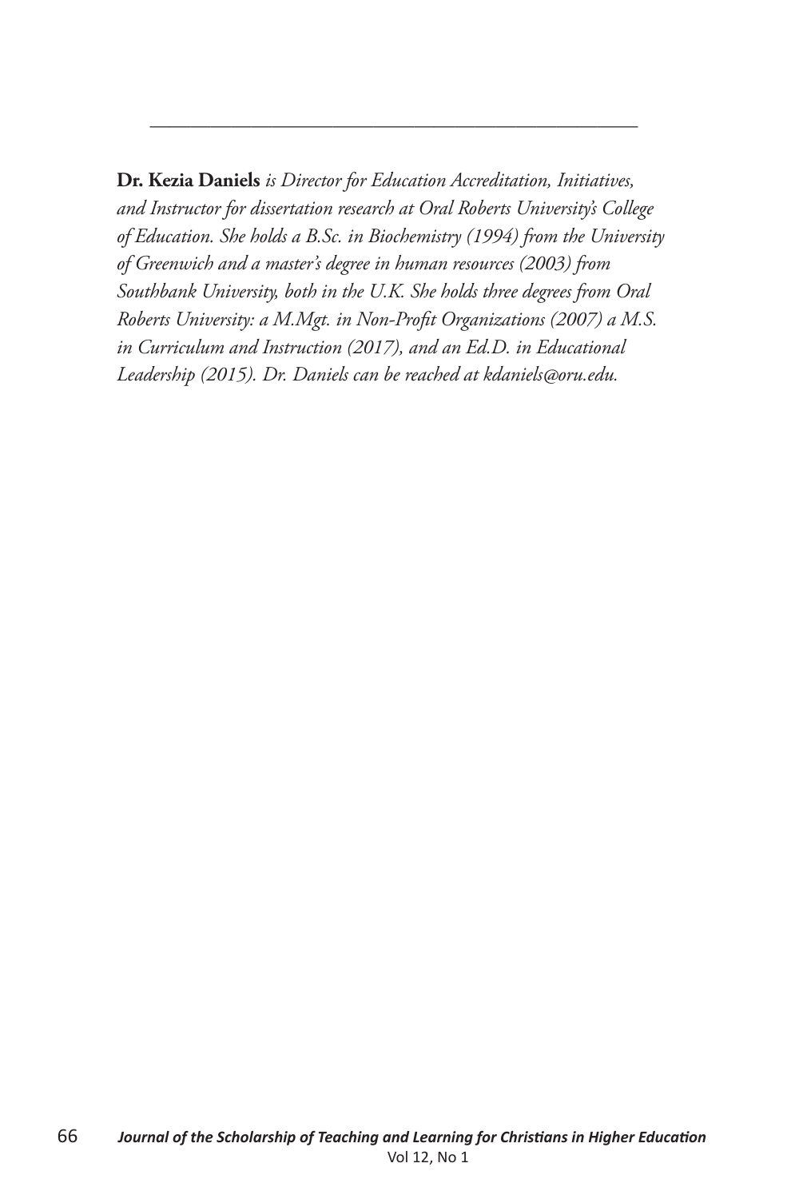---

**Dr. Kezia Daniels** *is Director for Education Accreditation, Initiatives, and Instructor for dissertation research at Oral Roberts University's College of Education. She holds a B.Sc. in Biochemistry (1994) from the University of Greenwich and a master's degree in human resources (2003) from Southbank University, both in the U.K. She holds three degrees from Oral Roberts University: a M.Mgt. in Non-Profit Organizations (2007) a M.S. in Curriculum and Instruction (2017), and an Ed.D. in Educational Leadership (2015). Dr. Daniels can be reached at kdaniels@oru.edu.*